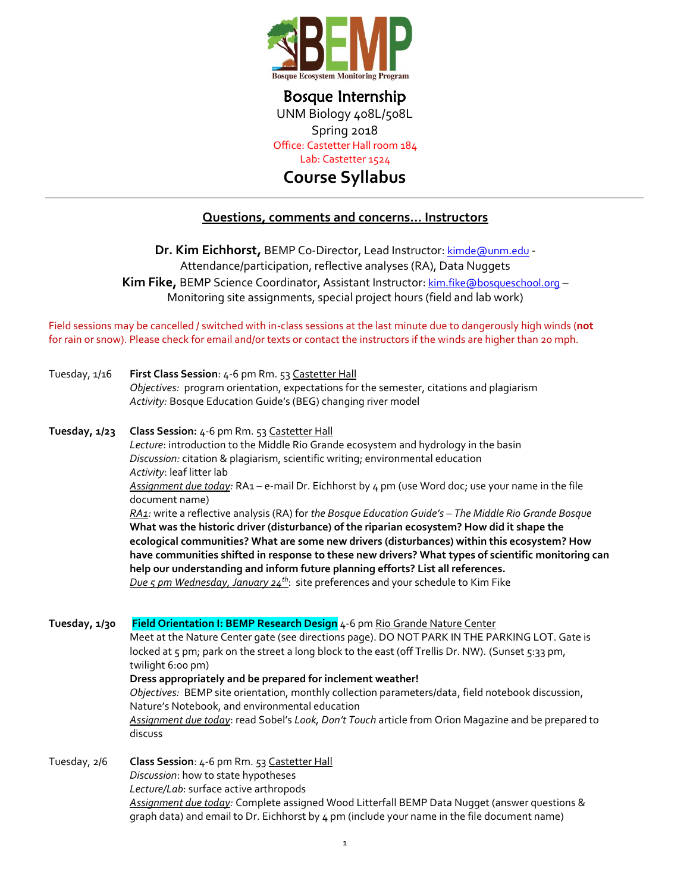# Bosque Internship

UNM Biology 408L/508L

Spring 2018

Office: Castetter Hall room 184

Lab: Castetter 1524

## Course Syllabus

---

### Questions, comments and concerns… Instructors

**Dr. Kim Eichhorst,** BEMP Co-Director, Lead Instructor: kimde@unm.edu - Attendance/participation, reflective analyses (RA), Data Nuggets

**Kim Fike,** BEMP Science Coordinator, Assistant Instructor: kim.fike@bosqueschool.org – Monitoring site assignments, special project hours (field and lab work)

Field sessions may be cancelled / switched with in-class sessions at the last minute due to dangerously high winds (**not** for rain or snow). Please check for email and/or texts or contact the instructors if the winds are higher than 20 mph.

Tuesday, 1/16 — **First Class Session**: 4-6 pm Rm. 53 Castetter Hall
*Objectives:* program orientation, expectations for the semester, citations and plagiarism
*Activity:* Bosque Education Guide's (BEG) changing river model

**Tuesday, 1/23** — **Class Session:** 4-6 pm Rm. 53 Castetter Hall
*Lecture*: introduction to the Middle Rio Grande ecosystem and hydrology in the basin
*Discussion:* citation & plagiarism, scientific writing; environmental education
*Activity*: leaf litter lab
*Assignment due today:* RA1 – e-mail Dr. Eichhorst by 4 pm (use Word doc; use your name in the file document name)
*RA1:* write a reflective analysis (RA) for *the Bosque Education Guide's – The Middle Rio Grande Bosque* **What was the historic driver (disturbance) of the riparian ecosystem? How did it shape the ecological communities? What are some new drivers (disturbances) within this ecosystem? How have communities shifted in response to these new drivers? What types of scientific monitoring can help our understanding and inform future planning efforts? List all references.**
*Due 5 pm Wednesday, January 24th*: site preferences and your schedule to Kim Fike

**Tuesday, 1/30** — **Field Orientation I: BEMP Research Design** 4-6 pm Rio Grande Nature Center
Meet at the Nature Center gate (see directions page). DO NOT PARK IN THE PARKING LOT. Gate is locked at 5 pm; park on the street a long block to the east (off Trellis Dr. NW). (Sunset 5:33 pm, twilight 6:00 pm)
**Dress appropriately and be prepared for inclement weather!**
*Objectives:* BEMP site orientation, monthly collection parameters/data, field notebook discussion, Nature's Notebook, and environmental education
*Assignment due today*: read Sobel's *Look, Don't Touch* article from Orion Magazine and be prepared to discuss

Tuesday, 2/6 — **Class Session**: 4-6 pm Rm. 53 Castetter Hall
*Discussion*: how to state hypotheses
*Lecture/Lab*: surface active arthropods
*Assignment due today:* Complete assigned Wood Litterfall BEMP Data Nugget (answer questions & graph data) and email to Dr. Eichhorst by 4 pm (include your name in the file document name)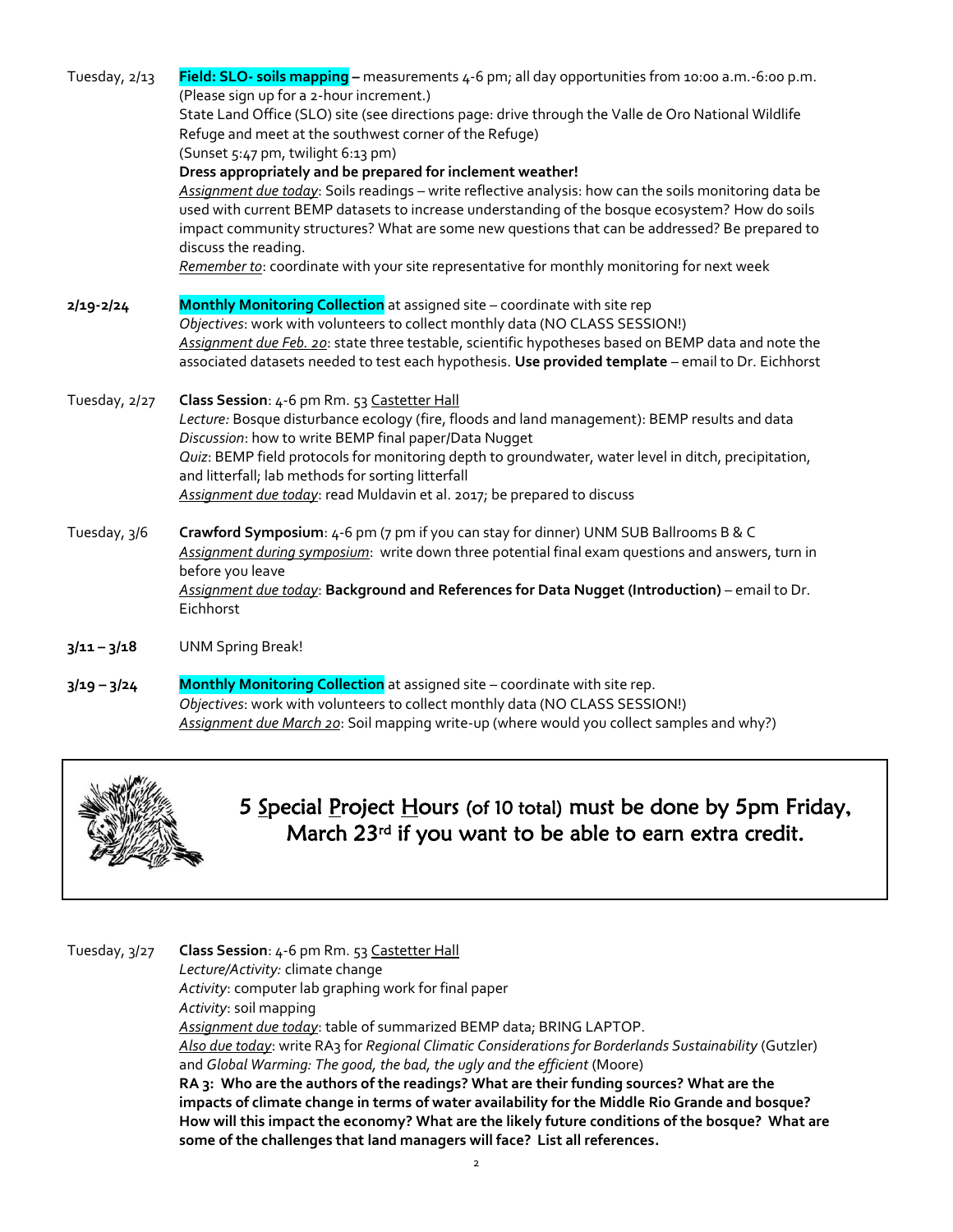Tuesday, 2/13 — **Field: SLO- soils mapping** – measurements 4-6 pm; all day opportunities from 10:00 a.m.-6:00 p.m. (Please sign up for a 2-hour increment.)
State Land Office (SLO) site (see directions page: drive through the Valle de Oro National Wildlife Refuge and meet at the southwest corner of the Refuge)
(Sunset 5:47 pm, twilight 6:13 pm)
**Dress appropriately and be prepared for inclement weather!**
*Assignment due today*: Soils readings – write reflective analysis: how can the soils monitoring data be used with current BEMP datasets to increase understanding of the bosque ecosystem? How do soils impact community structures? What are some new questions that can be addressed? Be prepared to discuss the reading.
*Remember to*: coordinate with your site representative for monthly monitoring for next week

**2/19-2/24** — **Monthly Monitoring Collection** at assigned site – coordinate with site rep
*Objectives*: work with volunteers to collect monthly data (NO CLASS SESSION!)
*Assignment due Feb. 20*: state three testable, scientific hypotheses based on BEMP data and note the associated datasets needed to test each hypothesis. **Use provided template** – email to Dr. Eichhorst

Tuesday, 2/27 — **Class Session**: 4-6 pm Rm. 53 Castetter Hall
*Lecture:* Bosque disturbance ecology (fire, floods and land management): BEMP results and data
*Discussion*: how to write BEMP final paper/Data Nugget
*Quiz*: BEMP field protocols for monitoring depth to groundwater, water level in ditch, precipitation, and litterfall; lab methods for sorting litterfall
*Assignment due today*: read Muldavin et al. 2017; be prepared to discuss

Tuesday, 3/6 — **Crawford Symposium**: 4-6 pm (7 pm if you can stay for dinner) UNM SUB Ballrooms B & C
*Assignment during symposium*: write down three potential final exam questions and answers, turn in before you leave
*Assignment due today*: **Background and References for Data Nugget (Introduction)** – email to Dr. Eichhorst

**3/11 – 3/18** — UNM Spring Break!

**3/19 – 3/24** — **Monthly Monitoring Collection** at assigned site – coordinate with site rep.
*Objectives*: work with volunteers to collect monthly data (NO CLASS SESSION!)
*Assignment due March 20*: Soil mapping write-up (where would you collect samples and why?)

> 5 Special Project Hours (of 10 total) must be done by 5pm Friday, March 23rd if you want to be able to earn extra credit.

Tuesday, 3/27 — **Class Session**: 4-6 pm Rm. 53 Castetter Hall
*Lecture/Activity:* climate change
*Activity*: computer lab graphing work for final paper
*Activity*: soil mapping
*Assignment due today*: table of summarized BEMP data; BRING LAPTOP.
*Also due today*: write RA3 for *Regional Climatic Considerations for Borderlands Sustainability* (Gutzler) and *Global Warming: The good, the bad, the ugly and the efficient* (Moore)
**RA 3: Who are the authors of the readings? What are their funding sources? What are the impacts of climate change in terms of water availability for the Middle Rio Grande and bosque? How will this impact the economy? What are the likely future conditions of the bosque? What are some of the challenges that land managers will face? List all references.**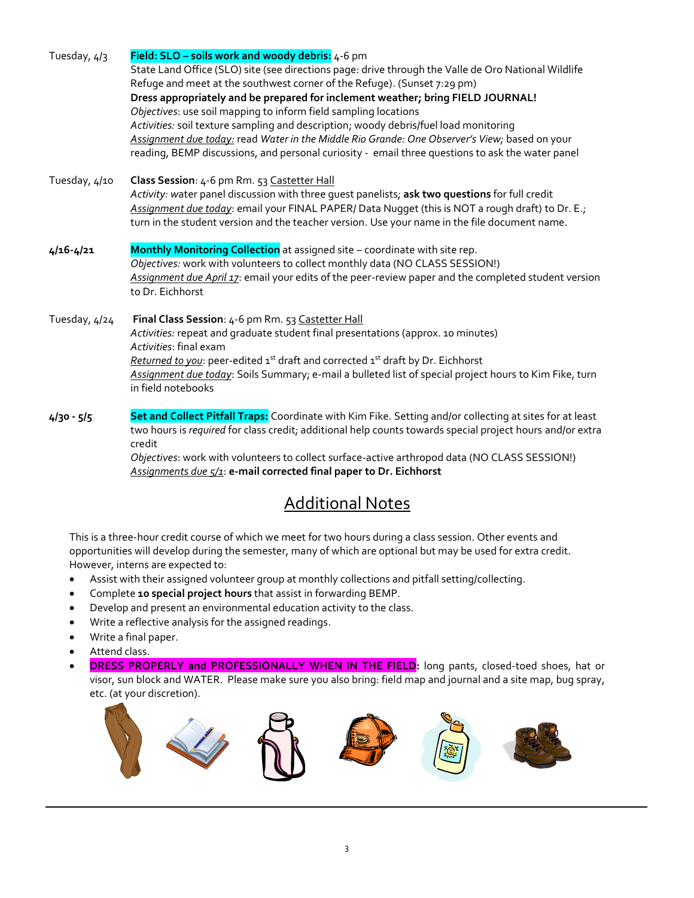Tuesday, 4/3 — **Field: SLO – soils work and woody debris:** 4-6 pm
State Land Office (SLO) site (see directions page: drive through the Valle de Oro National Wildlife Refuge and meet at the southwest corner of the Refuge). (Sunset 7:29 pm)
**Dress appropriately and be prepared for inclement weather; bring FIELD JOURNAL!**
*Objectives*: use soil mapping to inform field sampling locations
*Activities:* soil texture sampling and description; woody debris/fuel load monitoring
*Assignment due today:* read *Water in the Middle Rio Grande: One Observer's View;* based on your reading, BEMP discussions, and personal curiosity - email three questions to ask the water panel

Tuesday, 4/10 — **Class Session**: 4-6 pm Rm. 53 Castetter Hall
*Activity: w*ater panel discussion with three guest panelists; **ask two questions** for full credit
*Assignment due today*: email your FINAL PAPER/ Data Nugget (this is NOT a rough draft) to Dr. E.; turn in the student version and the teacher version. Use your name in the file document name.

**4/16-4/21** — **Monthly Monitoring Collection** at assigned site – coordinate with site rep.
*Objectives:* work with volunteers to collect monthly data (NO CLASS SESSION!)
*Assignment due April 17*: email your edits of the peer-review paper and the completed student version to Dr. Eichhorst

Tuesday, 4/24 — **Final Class Session**: 4-6 pm Rm. 53 Castetter Hall
*Activities:* repeat and graduate student final presentations (approx. 10 minutes)
*Activities*: final exam
*Returned to you*: peer-edited 1st draft and corrected 1st draft by Dr. Eichhorst
*Assignment due today*: Soils Summary; e-mail a bulleted list of special project hours to Kim Fike, turn in field notebooks

**4/30 - 5/5** — **Set and Collect Pitfall Traps:** Coordinate with Kim Fike. Setting and/or collecting at sites for at least two hours is *required* for class credit; additional help counts towards special project hours and/or extra credit
*Objectives*: work with volunteers to collect surface-active arthropod data (NO CLASS SESSION!)
*Assignments due 5/1*: **e-mail corrected final paper to Dr. Eichhorst**

## Additional Notes

This is a three-hour credit course of which we meet for two hours during a class session. Other events and opportunities will develop during the semester, many of which are optional but may be used for extra credit. However, interns are expected to:

- Assist with their assigned volunteer group at monthly collections and pitfall setting/collecting.
- Complete **10 special project hours** that assist in forwarding BEMP.
- Develop and present an environmental education activity to the class.
- Write a reflective analysis for the assigned readings.
- Write a final paper.
- Attend class.
- **DRESS PROPERLY and PROFESSIONALLY WHEN IN THE FIELD:** long pants, closed-toed shoes, hat or visor, sun block and WATER. Please make sure you also bring: field map and journal and a site map, bug spray, etc. (at your discretion).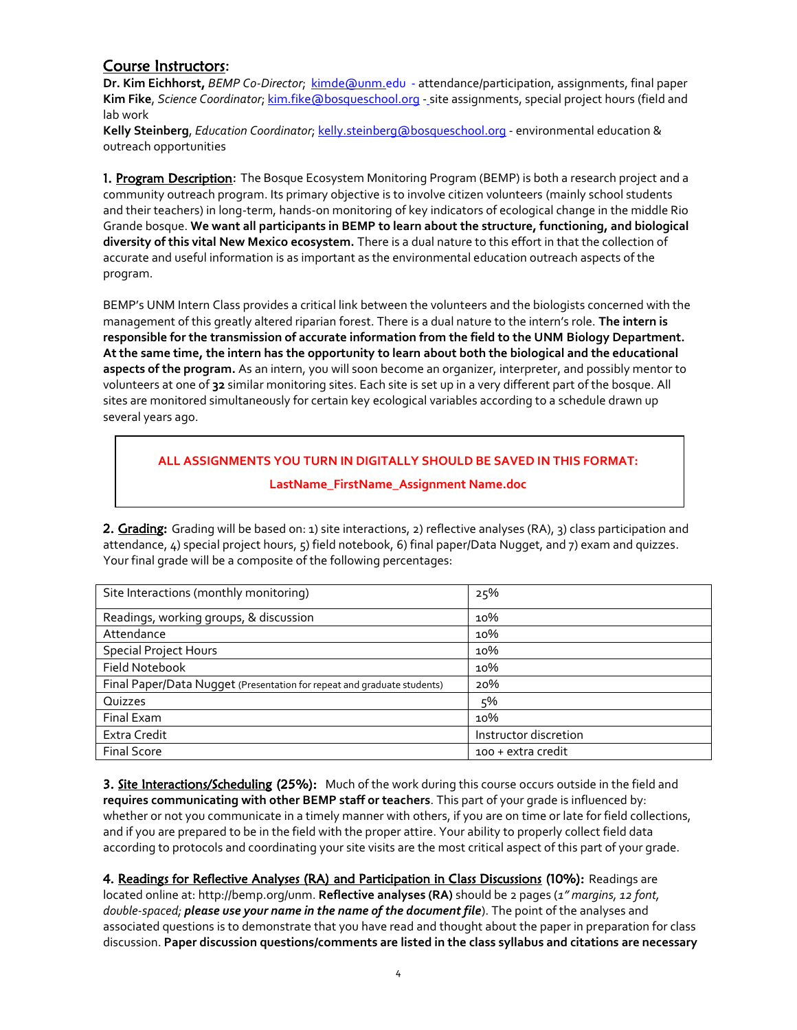## Course Instructors:

**Dr. Kim Eichhorst,** *BEMP Co-Director*; kimde@unm.edu - attendance/participation, assignments, final paper
**Kim Fike**, *Science Coordinator*; kim.fike@bosqueschool.org - site assignments, special project hours (field and lab work
**Kelly Steinberg**, *Education Coordinator*; kelly.steinberg@bosqueschool.org - environmental education & outreach opportunities

**1. Program Description:** The Bosque Ecosystem Monitoring Program (BEMP) is both a research project and a community outreach program. Its primary objective is to involve citizen volunteers (mainly school students and their teachers) in long-term, hands-on monitoring of key indicators of ecological change in the middle Rio Grande bosque. **We want all participants in BEMP to learn about the structure, functioning, and biological diversity of this vital New Mexico ecosystem.** There is a dual nature to this effort in that the collection of accurate and useful information is as important as the environmental education outreach aspects of the program.

BEMP's UNM Intern Class provides a critical link between the volunteers and the biologists concerned with the management of this greatly altered riparian forest. There is a dual nature to the intern's role. **The intern is responsible for the transmission of accurate information from the field to the UNM Biology Department. At the same time, the intern has the opportunity to learn about both the biological and the educational aspects of the program.** As an intern, you will soon become an organizer, interpreter, and possibly mentor to volunteers at one of **32** similar monitoring sites. Each site is set up in a very different part of the bosque. All sites are monitored simultaneously for certain key ecological variables according to a schedule drawn up several years ago.

**ALL ASSIGNMENTS YOU TURN IN DIGITALLY SHOULD BE SAVED IN THIS FORMAT:**

**LastName_FirstName_Assignment Name.doc**

**2. Grading:** Grading will be based on: 1) site interactions, 2) reflective analyses (RA), 3) class participation and attendance, 4) special project hours, 5) field notebook, 6) final paper/Data Nugget, and 7) exam and quizzes. Your final grade will be a composite of the following percentages:

| Site Interactions (monthly monitoring) | 25% |
|---|---|
| Readings, working groups, & discussion | 10% |
| Attendance | 10% |
| Special Project Hours | 10% |
| Field Notebook | 10% |
| Final Paper/Data Nugget (Presentation for repeat and graduate students) | 20% |
| Quizzes | 5% |
| Final Exam | 10% |
| Extra Credit | Instructor discretion |
| Final Score | 100 + extra credit |

**3. Site Interactions/Scheduling (25%):** Much of the work during this course occurs outside in the field and **requires communicating with other BEMP staff or teachers**. This part of your grade is influenced by: whether or not you communicate in a timely manner with others, if you are on time or late for field collections, and if you are prepared to be in the field with the proper attire. Your ability to properly collect field data according to protocols and coordinating your site visits are the most critical aspect of this part of your grade.

**4. Readings for Reflective Analyses (RA) and Participation in Class Discussions (10%):** Readings are located online at: http://bemp.org/unm. **Reflective analyses (RA)** should be 2 pages (*1" margins, 12 font, double-spaced; **please use your name in the name of the document file***). The point of the analyses and associated questions is to demonstrate that you have read and thought about the paper in preparation for class discussion. **Paper discussion questions/comments are listed in the class syllabus and citations are necessary**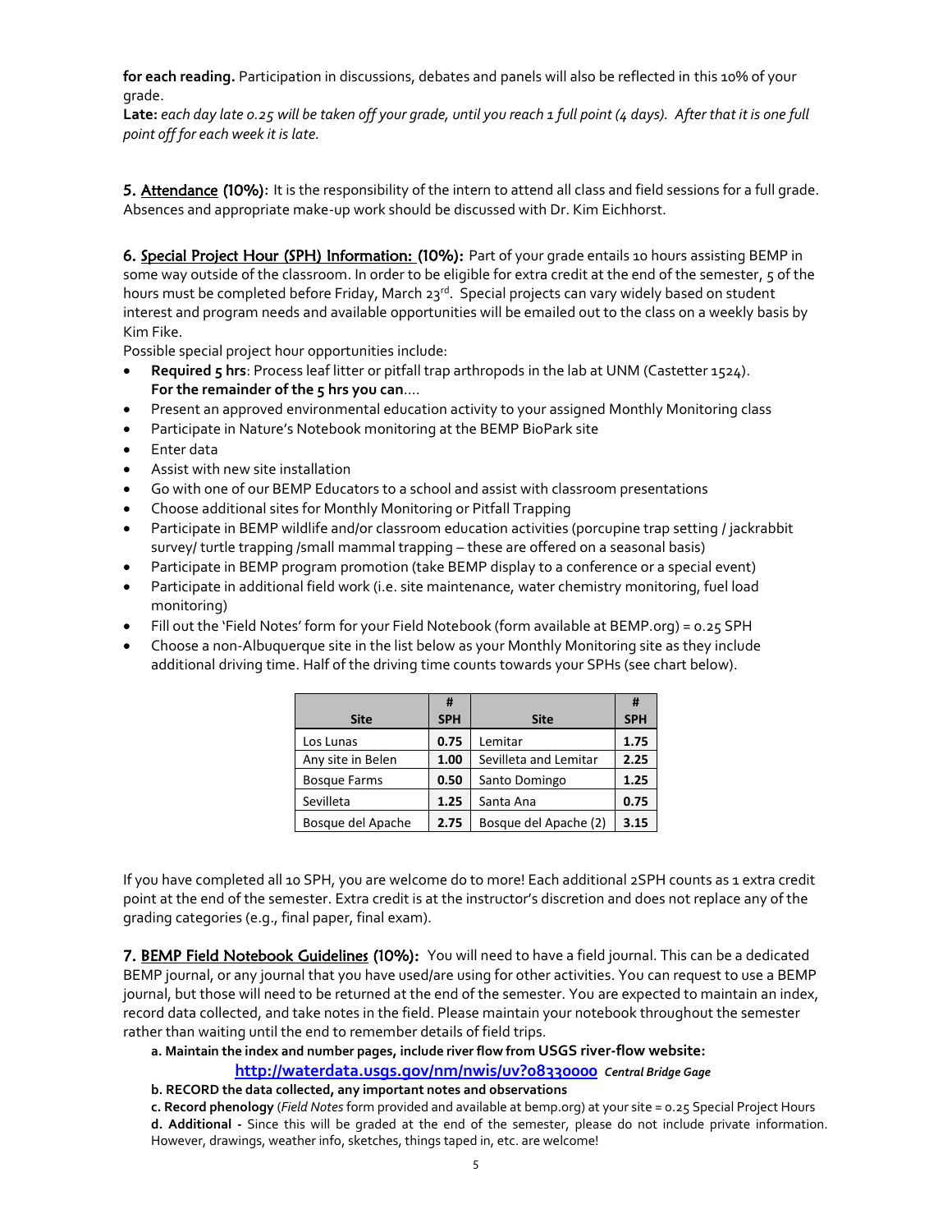**for each reading.** Participation in discussions, debates and panels will also be reflected in this 10% of your grade.

**Late:** *each day late 0.25 will be taken off your grade, until you reach 1 full point (4 days). After that it is one full point off for each week it is late.*

**5. Attendance (10%):** It is the responsibility of the intern to attend all class and field sessions for a full grade. Absences and appropriate make-up work should be discussed with Dr. Kim Eichhorst.

**6. Special Project Hour (SPH) Information: (10%):** Part of your grade entails 10 hours assisting BEMP in some way outside of the classroom. In order to be eligible for extra credit at the end of the semester, 5 of the hours must be completed before Friday, March 23rd. Special projects can vary widely based on student interest and program needs and available opportunities will be emailed out to the class on a weekly basis by Kim Fike.

Possible special project hour opportunities include:

- **Required 5 hrs**: Process leaf litter or pitfall trap arthropods in the lab at UNM (Castetter 1524). **For the remainder of the 5 hrs you can**....
- Present an approved environmental education activity to your assigned Monthly Monitoring class
- Participate in Nature's Notebook monitoring at the BEMP BioPark site
- Enter data
- Assist with new site installation
- Go with one of our BEMP Educators to a school and assist with classroom presentations
- Choose additional sites for Monthly Monitoring or Pitfall Trapping
- Participate in BEMP wildlife and/or classroom education activities (porcupine trap setting / jackrabbit survey/ turtle trapping /small mammal trapping – these are offered on a seasonal basis)
- Participate in BEMP program promotion (take BEMP display to a conference or a special event)
- Participate in additional field work (i.e. site maintenance, water chemistry monitoring, fuel load monitoring)
- Fill out the 'Field Notes' form for your Field Notebook (form available at BEMP.org) = 0.25 SPH
- Choose a non-Albuquerque site in the list below as your Monthly Monitoring site as they include additional driving time. Half of the driving time counts towards your SPHs (see chart below).

| Site | # SPH | Site | # SPH |
|---|---|---|---|
| Los Lunas | 0.75 | Lemitar | 1.75 |
| Any site in Belen | 1.00 | Sevilleta and Lemitar | 2.25 |
| Bosque Farms | 0.50 | Santo Domingo | 1.25 |
| Sevilleta | 1.25 | Santa Ana | 0.75 |
| Bosque del Apache | 2.75 | Bosque del Apache (2) | 3.15 |

If you have completed all 10 SPH, you are welcome do to more! Each additional 2SPH counts as 1 extra credit point at the end of the semester. Extra credit is at the instructor's discretion and does not replace any of the grading categories (e.g., final paper, final exam).

**7. BEMP Field Notebook Guidelines (10%):** You will need to have a field journal. This can be a dedicated BEMP journal, or any journal that you have used/are using for other activities. You can request to use a BEMP journal, but those will need to be returned at the end of the semester. You are expected to maintain an index, record data collected, and take notes in the field. Please maintain your notebook throughout the semester rather than waiting until the end to remember details of field trips.

**a. Maintain the index and number pages, include river flow from USGS river-flow website:**
**http://waterdata.usgs.gov/nm/nwis/uv?08330000** ***Central Bridge Gage***

**b. RECORD the data collected, any important notes and observations**

**c. Record phenology** (*Field Notes* form provided and available at bemp.org) at your site = 0.25 Special Project Hours

**d. Additional -** Since this will be graded at the end of the semester, please do not include private information. However, drawings, weather info, sketches, things taped in, etc. are welcome!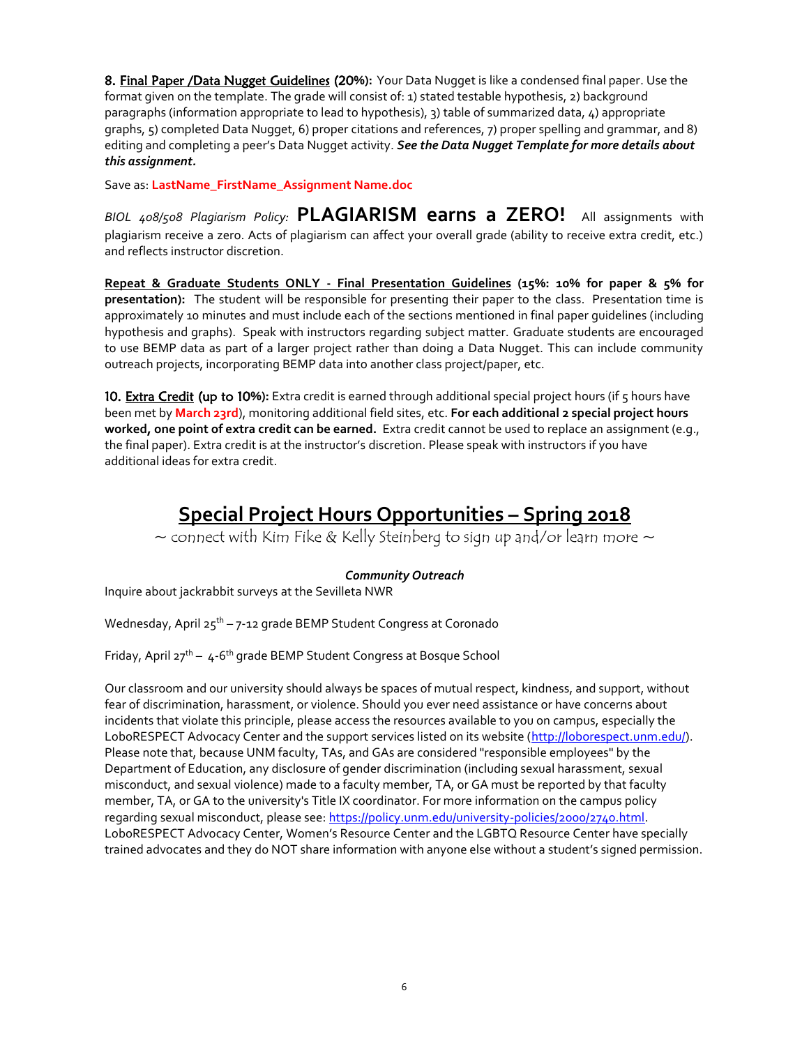**8. <u>Final Paper /Data Nugget Guidelines</u> (20%):** Your Data Nugget is like a condensed final paper. Use the format given on the template. The grade will consist of: 1) stated testable hypothesis, 2) background paragraphs (information appropriate to lead to hypothesis), 3) table of summarized data, 4) appropriate graphs, 5) completed Data Nugget, 6) proper citations and references, 7) proper spelling and grammar, and 8) editing and completing a peer's Data Nugget activity. ***See the Data Nugget Template for more details about this assignment.***

Save as: **LastName_FirstName_Assignment Name.doc**

*BIOL 408/508 Plagiarism Policy:* **PLAGIARISM earns a ZERO!** All assignments with plagiarism receive a zero. Acts of plagiarism can affect your overall grade (ability to receive extra credit, etc.) and reflects instructor discretion.

**<u>Repeat & Graduate Students ONLY - Final Presentation Guidelines</u> (15%: 10% for paper & 5% for presentation):** The student will be responsible for presenting their paper to the class. Presentation time is approximately 10 minutes and must include each of the sections mentioned in final paper guidelines (including hypothesis and graphs). Speak with instructors regarding subject matter. Graduate students are encouraged to use BEMP data as part of a larger project rather than doing a Data Nugget. This can include community outreach projects, incorporating BEMP data into another class project/paper, etc.

**10. <u>Extra Credit</u> (up to 10%):** Extra credit is earned through additional special project hours (if 5 hours have been met by **March 23rd**), monitoring additional field sites, etc. **For each additional 2 special project hours worked, one point of extra credit can be earned.** Extra credit cannot be used to replace an assignment (e.g., the final paper). Extra credit is at the instructor's discretion. Please speak with instructors if you have additional ideas for extra credit.

## <u>Special Project Hours Opportunities – Spring 2018</u>

~ connect with Kim Fike & Kelly Steinberg to sign up and/or learn more ~

***Community Outreach***

Inquire about jackrabbit surveys at the Sevilleta NWR

Wednesday, April 25th – 7-12 grade BEMP Student Congress at Coronado

Friday, April 27th – 4-6th grade BEMP Student Congress at Bosque School

Our classroom and our university should always be spaces of mutual respect, kindness, and support, without fear of discrimination, harassment, or violence. Should you ever need assistance or have concerns about incidents that violate this principle, please access the resources available to you on campus, especially the LoboRESPECT Advocacy Center and the support services listed on its website (http://loborespect.unm.edu/). Please note that, because UNM faculty, TAs, and GAs are considered "responsible employees" by the Department of Education, any disclosure of gender discrimination (including sexual harassment, sexual misconduct, and sexual violence) made to a faculty member, TA, or GA must be reported by that faculty member, TA, or GA to the university's Title IX coordinator. For more information on the campus policy regarding sexual misconduct, please see: https://policy.unm.edu/university-policies/2000/2740.html. LoboRESPECT Advocacy Center, Women's Resource Center and the LGBTQ Resource Center have specially trained advocates and they do NOT share information with anyone else without a student's signed permission.